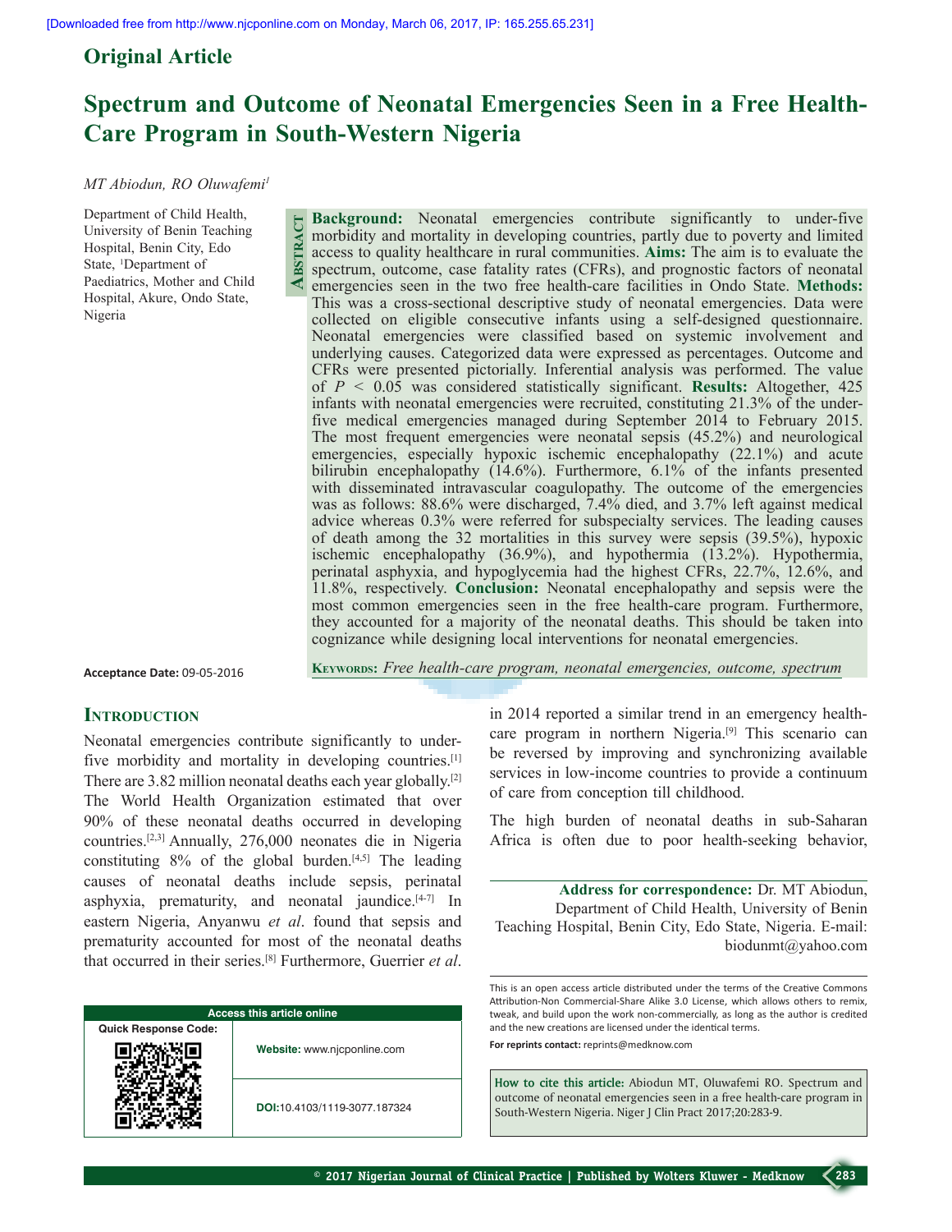Original Article

# Spectrum and Outcome of Neonatal Emergencies Seen in a Free Health-Care Program in South-Western Nigeria

*MT Abiodun, RO Oluwafemi*[1]

Department of Child Health, University of Benin Teaching Hospital, Benin City, Edo State, [1]Department of Paediatrics, Mother and Child Hospital, Akure, Ondo State, Nigeria

## Abstract

**Background:** Neonatal emergencies contribute significantly to under-five morbidity and mortality in developing countries, partly due to poverty and limited access to quality healthcare in rural communities. **Aims:** The aim is to evaluate the spectrum, outcome, case fatality rates (CFRs), and prognostic factors of neonatal emergencies seen in the two free health-care facilities in Ondo State. **Methods:** This was a cross-sectional descriptive study of neonatal emergencies. Data were collected on eligible consecutive infants using a self-designed questionnaire. Neonatal emergencies were classified based on systemic involvement and underlying causes. Categorized data were expressed as percentages. Outcome and CFRs were presented pictorially. Inferential analysis was performed. The value of $P < 0.05$ was considered statistically significant. **Results:** Altogether, 425 infants with neonatal emergencies were recruited, constituting 21.3% of the under-five medical emergencies managed during September 2014 to February 2015. The most frequent emergencies were neonatal sepsis (45.2%) and neurological emergencies, especially hypoxic ischemic encephalopathy (22.1%) and acute bilirubin encephalopathy (14.6%). Furthermore, 6.1% of the infants presented with disseminated intravascular coagulopathy. The outcome of the emergencies was as follows: 88.6% were discharged, 7.4% died, and 3.7% left against medical advice whereas 0.3% were referred for subspecialty services. The leading causes of death among the 32 mortalities in this survey were sepsis (39.5%), hypoxic ischemic encephalopathy (36.9%), and hypothermia (13.2%). Hypothermia, perinatal asphyxia, and hypoglycemia had the highest CFRs, 22.7%, 12.6%, and 11.8%, respectively. **Conclusion:** Neonatal encephalopathy and sepsis were the most common emergencies seen in the free health-care program. Furthermore, they accounted for a majority of the neonatal deaths. This should be taken into cognizance while designing local interventions for neonatal emergencies.

**Keywords:** *Free health-care program, neonatal emergencies, outcome, spectrum*

**Acceptance Date:** 09-05-2016

## Introduction

Neonatal emergencies contribute significantly to under-five morbidity and mortality in developing countries.[1] There are 3.82 million neonatal deaths each year globally.[2] The World Health Organization estimated that over 90% of these neonatal deaths occurred in developing countries.[2,3] Annually, 276,000 neonates die in Nigeria constituting 8% of the global burden.[4,5] The leading causes of neonatal deaths include sepsis, perinatal asphyxia, prematurity, and neonatal jaundice.[4-7] In eastern Nigeria, Anyanwu *et al*. found that sepsis and prematurity accounted for most of the neonatal deaths that occurred in their series.[8] Furthermore, Guerrier *et al*. in 2014 reported a similar trend in an emergency health-care program in northern Nigeria.[9] This scenario can be reversed by improving and synchronizing available services in low-income countries to provide a continuum of care from conception till childhood.

The high burden of neonatal deaths in sub-Saharan Africa is often due to poor health-seeking behavior,

**Address for correspondence:** Dr. MT Abiodun, Department of Child Health, University of Benin Teaching Hospital, Benin City, Edo State, Nigeria. E-mail: biodunmt@yahoo.com

| Access this article online | |
|---|---|
| Quick Response Code: | Website: www.njcponline.com |
| | DOI:10.4103/1119-3077.187324 |

This is an open access article distributed under the terms of the Creative Commons Attribution-Non Commercial-Share Alike 3.0 License, which allows others to remix, tweak, and build upon the work non-commercially, as long as the author is credited and the new creations are licensed under the identical terms.

**For reprints contact:** reprints@medknow.com

**How to cite this article:** Abiodun MT, Oluwafemi RO. Spectrum and outcome of neonatal emergencies seen in a free health-care program in South-Western Nigeria. Niger J Clin Pract 2017;20:283-9.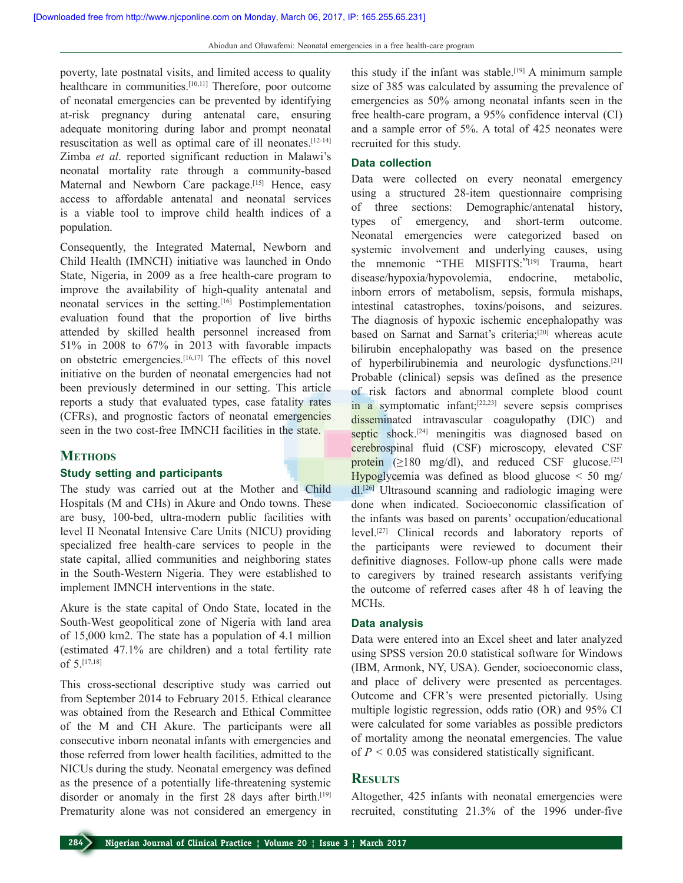poverty, late postnatal visits, and limited access to quality healthcare in communities.[10,11] Therefore, poor outcome of neonatal emergencies can be prevented by identifying at-risk pregnancy during antenatal care, ensuring adequate monitoring during labor and prompt neonatal resuscitation as well as optimal care of ill neonates.[12-14] Zimba *et al*. reported significant reduction in Malawi's neonatal mortality rate through a community-based Maternal and Newborn Care package.[15] Hence, easy access to affordable antenatal and neonatal services is a viable tool to improve child health indices of a population.

Consequently, the Integrated Maternal, Newborn and Child Health (IMNCH) initiative was launched in Ondo State, Nigeria, in 2009 as a free health-care program to improve the availability of high-quality antenatal and neonatal services in the setting.[16] Postimplementation evaluation found that the proportion of live births attended by skilled health personnel increased from 51% in 2008 to 67% in 2013 with favorable impacts on obstetric emergencies.[16,17] The effects of this novel initiative on the burden of neonatal emergencies had not been previously determined in our setting. This article reports a study that evaluated types, case fatality rates (CFRs), and prognostic factors of neonatal emergencies seen in the two cost-free IMNCH facilities in the state.

## Methods

### Study setting and participants

The study was carried out at the Mother and Child Hospitals (M and CHs) in Akure and Ondo towns. These are busy, 100-bed, ultra-modern public facilities with level II Neonatal Intensive Care Units (NICU) providing specialized free health-care services to people in the state capital, allied communities and neighboring states in the South-Western Nigeria. They were established to implement IMNCH interventions in the state.

Akure is the state capital of Ondo State, located in the South-West geopolitical zone of Nigeria with land area of 15,000 km2. The state has a population of 4.1 million (estimated 47.1% are children) and a total fertility rate of 5.[17,18]

This cross-sectional descriptive study was carried out from September 2014 to February 2015. Ethical clearance was obtained from the Research and Ethical Committee of the M and CH Akure. The participants were all consecutive inborn neonatal infants with emergencies and those referred from lower health facilities, admitted to the NICUs during the study. Neonatal emergency was defined as the presence of a potentially life-threatening systemic disorder or anomaly in the first 28 days after birth.[19] Prematurity alone was not considered an emergency in this study if the infant was stable.[19] A minimum sample size of 385 was calculated by assuming the prevalence of emergencies as 50% among neonatal infants seen in the free health-care program, a 95% confidence interval (CI) and a sample error of 5%. A total of 425 neonates were recruited for this study.

### Data collection

Data were collected on every neonatal emergency using a structured 28-item questionnaire comprising of three sections: Demographic/antenatal history, types of emergency, and short-term outcome. Neonatal emergencies were categorized based on systemic involvement and underlying causes, using the mnemonic "THE MISFITS:"[19] Trauma, heart disease/hypoxia/hypovolemia, endocrine, metabolic, inborn errors of metabolism, sepsis, formula mishaps, intestinal catastrophes, toxins/poisons, and seizures. The diagnosis of hypoxic ischemic encephalopathy was based on Sarnat and Sarnat's criteria;[20] whereas acute bilirubin encephalopathy was based on the presence of hyperbilirubinemia and neurologic dysfunctions.[21] Probable (clinical) sepsis was defined as the presence of risk factors and abnormal complete blood count in a symptomatic infant;[22,23] severe sepsis comprises disseminated intravascular coagulopathy (DIC) and septic shock.[24] meningitis was diagnosed based on cerebrospinal fluid (CSF) microscopy, elevated CSF protein (≥180 mg/dl), and reduced CSF glucose.[25] Hypoglycemia was defined as blood glucose < 50 mg/dl.[26] Ultrasound scanning and radiologic imaging were done when indicated. Socioeconomic classification of the infants was based on parents' occupation/educational level.[27] Clinical records and laboratory reports of the participants were reviewed to document their definitive diagnoses. Follow-up phone calls were made to caregivers by trained research assistants verifying the outcome of referred cases after 48 h of leaving the MCHs.

### Data analysis

Data were entered into an Excel sheet and later analyzed using SPSS version 20.0 statistical software for Windows (IBM, Armonk, NY, USA). Gender, socioeconomic class, and place of delivery were presented as percentages. Outcome and CFR's were presented pictorially. Using multiple logistic regression, odds ratio (OR) and 95% CI were calculated for some variables as possible predictors of mortality among the neonatal emergencies. The value of $P < 0.05$ was considered statistically significant.

## Results

Altogether, 425 infants with neonatal emergencies were recruited, constituting 21.3% of the 1996 under-five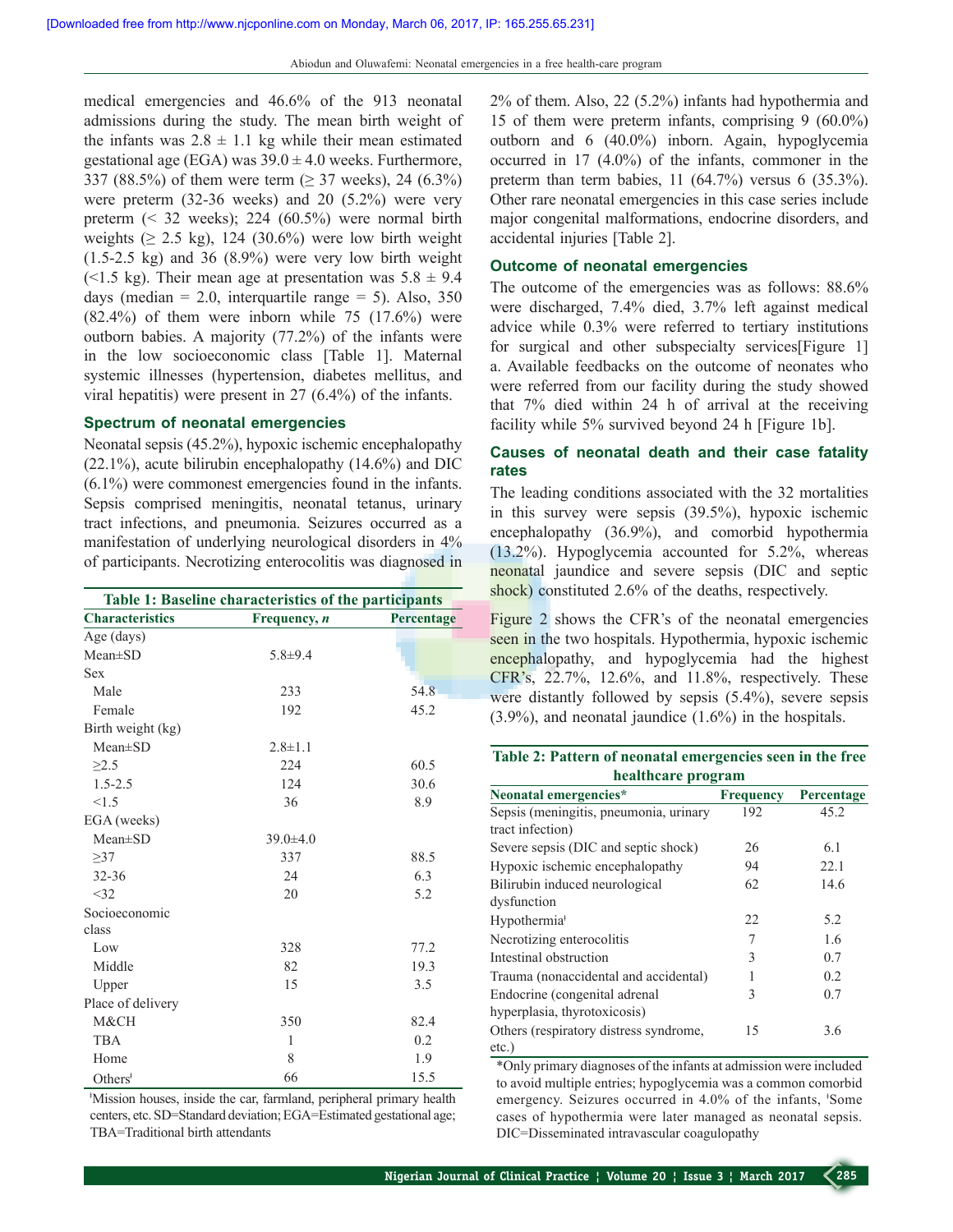medical emergencies and 46.6% of the 913 neonatal admissions during the study. The mean birth weight of the infants was 2.8 ± 1.1 kg while their mean estimated gestational age (EGA) was 39.0 ± 4.0 weeks. Furthermore, 337 (88.5%) of them were term (≥ 37 weeks), 24 (6.3%) were preterm (32-36 weeks) and 20 (5.2%) were very preterm (< 32 weeks); 224 (60.5%) were normal birth weights (≥ 2.5 kg), 124 (30.6%) were low birth weight (1.5-2.5 kg) and 36 (8.9%) were very low birth weight (<1.5 kg). Their mean age at presentation was 5.8 ± 9.4 days (median = 2.0, interquartile range = 5). Also, 350 (82.4%) of them were inborn while 75 (17.6%) were outborn babies. A majority (77.2%) of the infants were in the low socioeconomic class [Table 1]. Maternal systemic illnesses (hypertension, diabetes mellitus, and viral hepatitis) were present in 27 (6.4%) of the infants.

### Spectrum of neonatal emergencies

Neonatal sepsis (45.2%), hypoxic ischemic encephalopathy (22.1%), acute bilirubin encephalopathy (14.6%) and DIC (6.1%) were commonest emergencies found in the infants. Sepsis comprised meningitis, neonatal tetanus, urinary tract infections, and pneumonia. Seizures occurred as a manifestation of underlying neurological disorders in 4% of participants. Necrotizing enterocolitis was diagnosed in 2% of them. Also, 22 (5.2%) infants had hypothermia and 15 of them were preterm infants, comprising 9 (60.0%) outborn and 6 (40.0%) inborn. Again, hypoglycemia occurred in 17 (4.0%) of the infants, commoner in the preterm than term babies, 11 (64.7%) versus 6 (35.3%). Other rare neonatal emergencies in this case series include major congenital malformations, endocrine disorders, and accidental injuries [Table 2].

**Table 1: Baseline characteristics of the participants**

| Characteristics | Frequency, *n* | Percentage |
|---|---|---|
| Age (days) | | |
| Mean±SD | 5.8±9.4 | |
| Sex | | |
| Male | 233 | 54.8 |
| Female | 192 | 45.2 |
| Birth weight (kg) | | |
| Mean±SD | 2.8±1.1 | |
| ≥2.5 | 224 | 60.5 |
| 1.5-2.5 | 124 | 30.6 |
| <1.5 | 36 | 8.9 |
| EGA (weeks) | | |
| Mean±SD | 39.0±4.0 | |
| ≥37 | 337 | 88.5 |
| 32-36 | 24 | 6.3 |
| <32 | 20 | 5.2 |
| Socioeconomic class | | |
| Low | 328 | 77.2 |
| Middle | 82 | 19.3 |
| Upper | 15 | 3.5 |
| Place of delivery | | |
| M&CH | 350 | 82.4 |
| TBA | 1 | 0.2 |
| Home | 8 | 1.9 |
| Others[ǂ] | 66 | 15.5 |

[ǂ]Mission houses, inside the car, farmland, peripheral primary health centers, etc. SD=Standard deviation; EGA=Estimated gestational age; TBA=Traditional birth attendants

### Outcome of neonatal emergencies

The outcome of the emergencies was as follows: 88.6% were discharged, 7.4% died, 3.7% left against medical advice while 0.3% were referred to tertiary institutions for surgical and other subspecialty services[Figure 1] a. Available feedbacks on the outcome of neonates who were referred from our facility during the study showed that 7% died within 24 h of arrival at the receiving facility while 5% survived beyond 24 h [Figure 1b].

### Causes of neonatal death and their case fatality rates

The leading conditions associated with the 32 mortalities in this survey were sepsis (39.5%), hypoxic ischemic encephalopathy (36.9%), and comorbid hypothermia (13.2%). Hypoglycemia accounted for 5.2%, whereas neonatal jaundice and severe sepsis (DIC and septic shock) constituted 2.6% of the deaths, respectively.

Figure 2 shows the CFR's of the neonatal emergencies seen in the two hospitals. Hypothermia, hypoxic ischemic encephalopathy, and hypoglycemia had the highest CFR's, 22.7%, 12.6%, and 11.8%, respectively. These were distantly followed by sepsis (5.4%), severe sepsis (3.9%), and neonatal jaundice (1.6%) in the hospitals.

**Table 2: Pattern of neonatal emergencies seen in the free healthcare program**

| Neonatal emergencies* | Frequency | Percentage |
|---|---|---|
| Sepsis (meningitis, pneumonia, urinary tract infection) | 192 | 45.2 |
| Severe sepsis (DIC and septic shock) | 26 | 6.1 |
| Hypoxic ischemic encephalopathy | 94 | 22.1 |
| Bilirubin induced neurological dysfunction | 62 | 14.6 |
| Hypothermia[ǂ] | 22 | 5.2 |
| Necrotizing enterocolitis | 7 | 1.6 |
| Intestinal obstruction | 3 | 0.7 |
| Trauma (nonaccidental and accidental) | 1 | 0.2 |
| Endocrine (congenital adrenal hyperplasia, thyrotoxicosis) | 3 | 0.7 |
| Others (respiratory distress syndrome, etc.) | 15 | 3.6 |

*Only primary diagnoses of the infants at admission were included to avoid multiple entries; hypoglycemia was a common comorbid emergency. Seizures occurred in 4.0% of the infants, [ǂ]Some cases of hypothermia were later managed as neonatal sepsis. DIC=Disseminated intravascular coagulopathy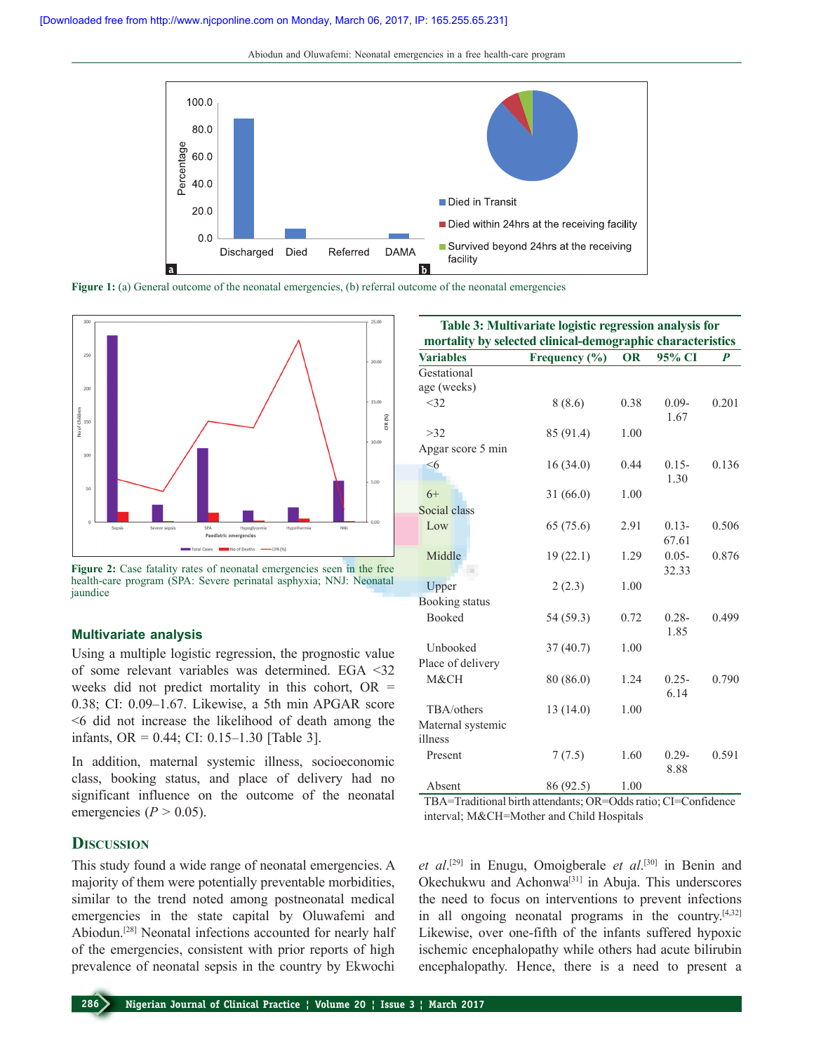Figure 1: (a) General outcome of the neonatal emergencies, (b) referral outcome of the neonatal emergencies

Figure 2: Case fatality rates of neonatal emergencies seen in the free health-care program (SPA: Severe perinatal asphyxia; NNJ: Neonatal jaundice

## Multivariate analysis

Using a multiple logistic regression, the prognostic value of some relevant variables was determined. EGA <32 weeks did not predict mortality in this cohort, OR = 0.38; CI: 0.09–1.67. Likewise, a 5th min APGAR score <6 did not increase the likelihood of death among the infants, OR = 0.44; CI: 0.15–1.30 [Table 3].

In addition, maternal systemic illness, socioeconomic class, booking status, and place of delivery had no significant influence on the outcome of the neonatal emergencies ($P > 0.05$).

**Table 3: Multivariate logistic regression analysis for mortality by selected clinical-demographic characteristics**

| Variables | Frequency (%) | OR | 95% CI | *P* |
|---|---|---|---|---|
| Gestational age (weeks) | | | | |
| <32 | 8 (8.6) | 0.38 | 0.09-1.67 | 0.201 |
| >32 | 85 (91.4) | 1.00 | | |
| Apgar score 5 min | | | | |
| <6 | 16 (34.0) | 0.44 | 0.15-1.30 | 0.136 |
| 6+ | 31 (66.0) | 1.00 | | |
| Social class | | | | |
| Low | 65 (75.6) | 2.91 | 0.13-67.61 | 0.506 |
| Middle | 19 (22.1) | 1.29 | 0.05-32.33 | 0.876 |
| Upper | 2 (2.3) | 1.00 | | |
| Booking status | | | | |
| Booked | 54 (59.3) | 0.72 | 0.28-1.85 | 0.499 |
| Unbooked | 37 (40.7) | 1.00 | | |
| Place of delivery | | | | |
| M&CH | 80 (86.0) | 1.24 | 0.25-6.14 | 0.790 |
| TBA/others | 13 (14.0) | 1.00 | | |
| Maternal systemic illness | | | | |
| Present | 7 (7.5) | 1.60 | 0.29-8.88 | 0.591 |
| Absent | 86 (92.5) | 1.00 | | |

TBA=Traditional birth attendants; OR=Odds ratio; CI=Confidence interval; M&CH=Mother and Child Hospitals

## Discussion

This study found a wide range of neonatal emergencies. A majority of them were potentially preventable morbidities, similar to the trend noted among postneonatal medical emergencies in the state capital by Oluwafemi and Abiodun.[28] Neonatal infections accounted for nearly half of the emergencies, consistent with prior reports of high prevalence of neonatal sepsis in the country by Ekwochi *et al.*[29] in Enugu, Omoigberale *et al.*[30] in Benin and Okechukwu and Achonwa[31] in Abuja. This underscores the need to focus on interventions to prevent infections in all ongoing neonatal programs in the country.[4,32] Likewise, over one-fifth of the infants suffered hypoxic ischemic encephalopathy while others had acute bilirubin encephalopathy. Hence, there is a need to present a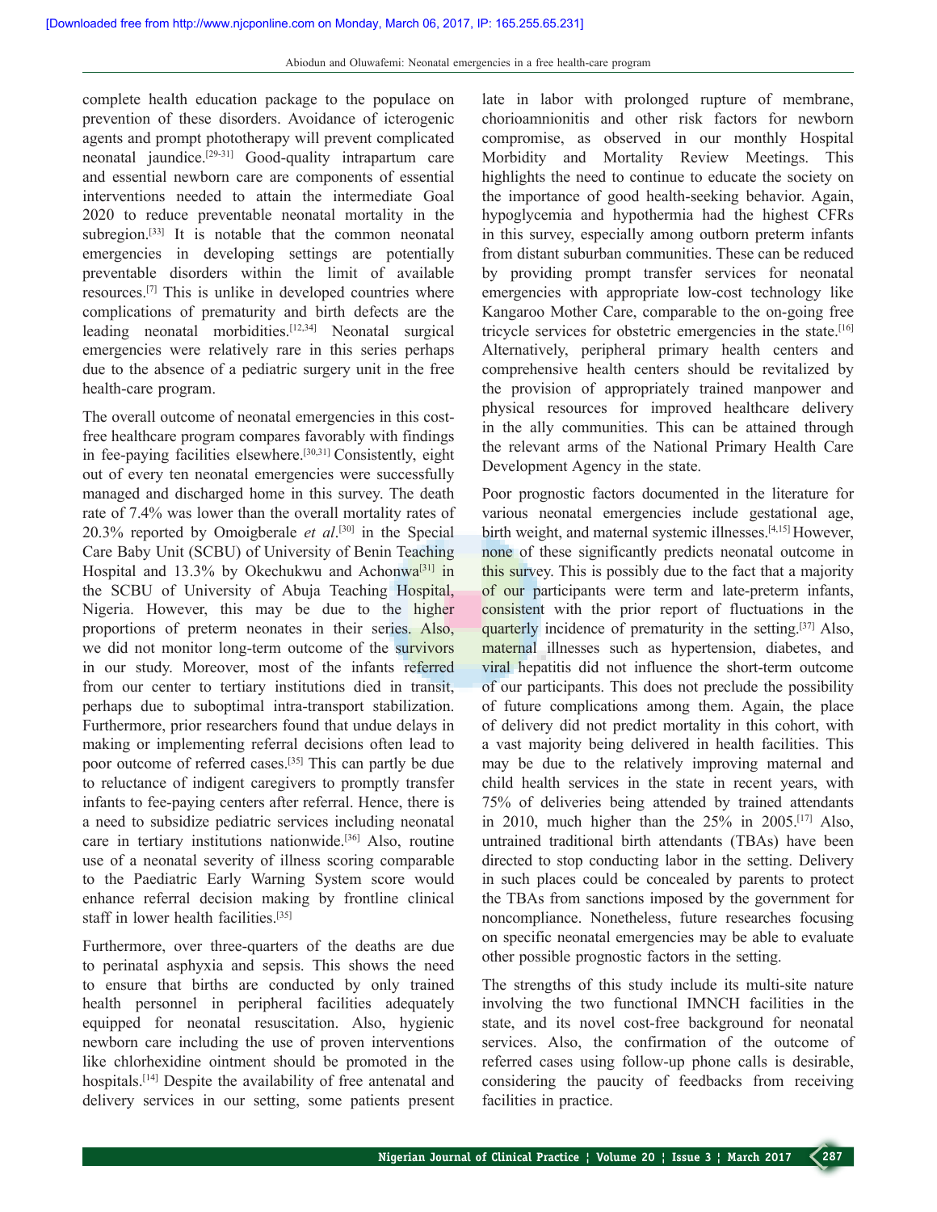complete health education package to the populace on prevention of these disorders. Avoidance of icterogenic agents and prompt phototherapy will prevent complicated neonatal jaundice.[29-31] Good-quality intrapartum care and essential newborn care are components of essential interventions needed to attain the intermediate Goal 2020 to reduce preventable neonatal mortality in the subregion.[33] It is notable that the common neonatal emergencies in developing settings are potentially preventable disorders within the limit of available resources.[7] This is unlike in developed countries where complications of prematurity and birth defects are the leading neonatal morbidities.[12,34] Neonatal surgical emergencies were relatively rare in this series perhaps due to the absence of a pediatric surgery unit in the free health-care program.

The overall outcome of neonatal emergencies in this cost-free healthcare program compares favorably with findings in fee-paying facilities elsewhere.[30,31] Consistently, eight out of every ten neonatal emergencies were successfully managed and discharged home in this survey. The death rate of 7.4% was lower than the overall mortality rates of 20.3% reported by Omoigberale *et al*.[30] in the Special Care Baby Unit (SCBU) of University of Benin Teaching Hospital and 13.3% by Okechukwu and Achonwa[31] in the SCBU of University of Abuja Teaching Hospital, Nigeria. However, this may be due to the higher proportions of preterm neonates in their series. Also, we did not monitor long-term outcome of the survivors in our study. Moreover, most of the infants referred from our center to tertiary institutions died in transit, perhaps due to suboptimal intra-transport stabilization. Furthermore, prior researchers found that undue delays in making or implementing referral decisions often lead to poor outcome of referred cases.[35] This can partly be due to reluctance of indigent caregivers to promptly transfer infants to fee-paying centers after referral. Hence, there is a need to subsidize pediatric services including neonatal care in tertiary institutions nationwide.[36] Also, routine use of a neonatal severity of illness scoring comparable to the Paediatric Early Warning System score would enhance referral decision making by frontline clinical staff in lower health facilities.[35]

Furthermore, over three-quarters of the deaths are due to perinatal asphyxia and sepsis. This shows the need to ensure that births are conducted by only trained health personnel in peripheral facilities adequately equipped for neonatal resuscitation. Also, hygienic newborn care including the use of proven interventions like chlorhexidine ointment should be promoted in the hospitals.[14] Despite the availability of free antenatal and delivery services in our setting, some patients present late in labor with prolonged rupture of membrane, chorioamnionitis and other risk factors for newborn compromise, as observed in our monthly Hospital Morbidity and Mortality Review Meetings. This highlights the need to continue to educate the society on the importance of good health-seeking behavior. Again, hypoglycemia and hypothermia had the highest CFRs in this survey, especially among outborn preterm infants from distant suburban communities. These can be reduced by providing prompt transfer services for neonatal emergencies with appropriate low-cost technology like Kangaroo Mother Care, comparable to the on-going free tricycle services for obstetric emergencies in the state.[16] Alternatively, peripheral primary health centers and comprehensive health centers should be revitalized by the provision of appropriately trained manpower and physical resources for improved healthcare delivery in the ally communities. This can be attained through the relevant arms of the National Primary Health Care Development Agency in the state.

Poor prognostic factors documented in the literature for various neonatal emergencies include gestational age, birth weight, and maternal systemic illnesses.[4,15] However, none of these significantly predicts neonatal outcome in this survey. This is possibly due to the fact that a majority of our participants were term and late-preterm infants, consistent with the prior report of fluctuations in the quarterly incidence of prematurity in the setting.[37] Also, maternal illnesses such as hypertension, diabetes, and viral hepatitis did not influence the short-term outcome of our participants. This does not preclude the possibility of future complications among them. Again, the place of delivery did not predict mortality in this cohort, with a vast majority being delivered in health facilities. This may be due to the relatively improving maternal and child health services in the state in recent years, with 75% of deliveries being attended by trained attendants in 2010, much higher than the 25% in 2005.[17] Also, untrained traditional birth attendants (TBAs) have been directed to stop conducting labor in the setting. Delivery in such places could be concealed by parents to protect the TBAs from sanctions imposed by the government for noncompliance. Nonetheless, future researches focusing on specific neonatal emergencies may be able to evaluate other possible prognostic factors in the setting.

The strengths of this study include its multi-site nature involving the two functional IMNCH facilities in the state, and its novel cost-free background for neonatal services. Also, the confirmation of the outcome of referred cases using follow-up phone calls is desirable, considering the paucity of feedbacks from receiving facilities in practice.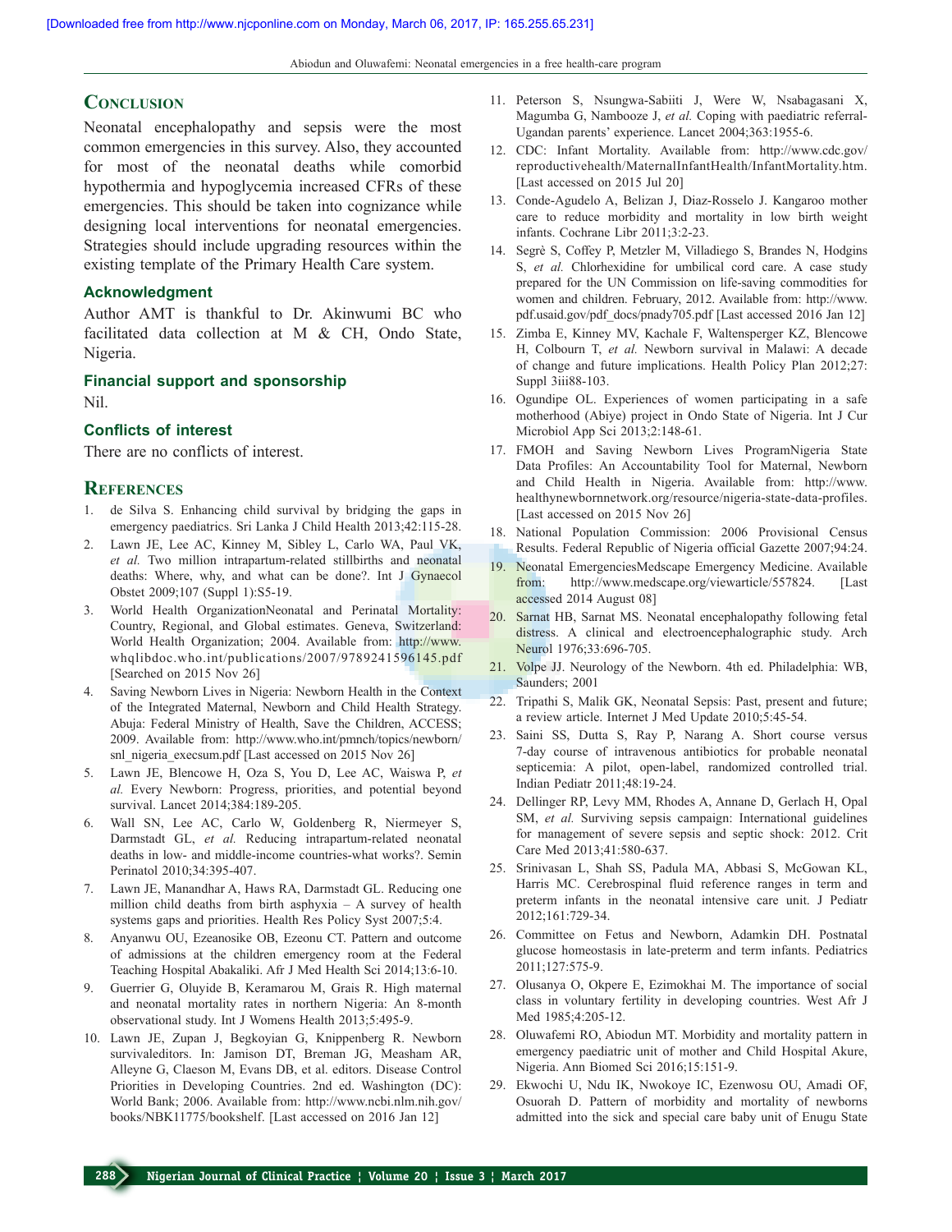## Conclusion

Neonatal encephalopathy and sepsis were the most common emergencies in this survey. Also, they accounted for most of the neonatal deaths while comorbid hypothermia and hypoglycemia increased CFRs of these emergencies. This should be taken into cognizance while designing local interventions for neonatal emergencies. Strategies should include upgrading resources within the existing template of the Primary Health Care system.

### Acknowledgment

Author AMT is thankful to Dr. Akinwumi BC who facilitated data collection at M & CH, Ondo State, Nigeria.

### Financial support and sponsorship

Nil.

### Conflicts of interest

There are no conflicts of interest.

## References

1. de Silva S. Enhancing child survival by bridging the gaps in emergency paediatrics. Sri Lanka J Child Health 2013;42:115-28.
2. Lawn JE, Lee AC, Kinney M, Sibley L, Carlo WA, Paul VK, *et al.* Two million intrapartum-related stillbirths and neonatal deaths: Where, why, and what can be done?. Int J Gynaecol Obstet 2009;107 (Suppl 1):S5-19.
3. World Health OrganizationNeonatal and Perinatal Mortality: Country, Regional, and Global estimates. Geneva, Switzerland: World Health Organization; 2004. Available from: http://www.whqlibdoc.who.int/publications/2007/9789241596145.pdf [Searched on 2015 Nov 26]
4. Saving Newborn Lives in Nigeria: Newborn Health in the Context of the Integrated Maternal, Newborn and Child Health Strategy. Abuja: Federal Ministry of Health, Save the Children, ACCESS; 2009. Available from: http://www.who.int/pmnch/topics/newborn/snl_nigeria_execsum.pdf [Last accessed on 2015 Nov 26]
5. Lawn JE, Blencowe H, Oza S, You D, Lee AC, Waiswa P, *et al.* Every Newborn: Progress, priorities, and potential beyond survival. Lancet 2014;384:189-205.
6. Wall SN, Lee AC, Carlo W, Goldenberg R, Niermeyer S, Darmstadt GL, *et al.* Reducing intrapartum-related neonatal deaths in low- and middle-income countries-what works?. Semin Perinatol 2010;34:395-407.
7. Lawn JE, Manandhar A, Haws RA, Darmstadt GL. Reducing one million child deaths from birth asphyxia – A survey of health systems gaps and priorities. Health Res Policy Syst 2007;5:4.
8. Anyanwu OU, Ezeanosike OB, Ezeonu CT. Pattern and outcome of admissions at the children emergency room at the Federal Teaching Hospital Abakaliki. Afr J Med Health Sci 2014;13:6-10.
9. Guerrier G, Oluyide B, Keramarou M, Grais R. High maternal and neonatal mortality rates in northern Nigeria: An 8-month observational study. Int J Womens Health 2013;5:495-9.
10. Lawn JE, Zupan J, Begkoyian G, Knippenberg R. Newborn survivaleditors. In: Jamison DT, Breman JG, Measham AR, Alleyne G, Claeson M, Evans DB, et al. editors. Disease Control Priorities in Developing Countries. 2nd ed. Washington (DC): World Bank; 2006. Available from: http://www.ncbi.nlm.nih.gov/books/NBK11775/bookshelf. [Last accessed on 2016 Jan 12]
11. Peterson S, Nsungwa-Sabiiti J, Were W, Nsabagasani X, Magumba G, Nambooze J, *et al.* Coping with paediatric referral-Ugandan parents' experience. Lancet 2004;363:1955-6.
12. CDC: Infant Mortality. Available from: http://www.cdc.gov/reproductivehealth/MaternalInfantHealth/InfantMortality.htm. [Last accessed on 2015 Jul 20]
13. Conde-Agudelo A, Belizan J, Diaz-Rosselo J. Kangaroo mother care to reduce morbidity and mortality in low birth weight infants. Cochrane Libr 2011;3:2-23.
14. Segrè S, Coffey P, Metzler M, Villadiego S, Brandes N, Hodgins S, *et al.* Chlorhexidine for umbilical cord care. A case study prepared for the UN Commission on life-saving commodities for women and children. February, 2012. Available from: http://www.pdf.usaid.gov/pdf_docs/pnady705.pdf [Last accessed 2016 Jan 12]
15. Zimba E, Kinney MV, Kachale F, Waltensperger KZ, Blencowe H, Colbourn T, *et al.* Newborn survival in Malawi: A decade of change and future implications. Health Policy Plan 2012;27: Suppl 3iii88-103.
16. Ogundipe OL. Experiences of women participating in a safe motherhood (Abiye) project in Ondo State of Nigeria. Int J Cur Microbiol App Sci 2013;2:148-61.
17. FMOH and Saving Newborn Lives ProgramNigeria State Data Profiles: An Accountability Tool for Maternal, Newborn and Child Health in Nigeria. Available from: http://www.healthynewbornnetwork.org/resource/nigeria-state-data-profiles. [Last accessed on 2015 Nov 26]
18. National Population Commission: 2006 Provisional Census Results. Federal Republic of Nigeria official Gazette 2007;94:24.
19. Neonatal EmergenciesMedscape Emergency Medicine. Available from: http://www.medscape.org/viewarticle/557824. [Last accessed 2014 August 08]
20. Sarnat HB, Sarnat MS. Neonatal encephalopathy following fetal distress. A clinical and electroencephalographic study. Arch Neurol 1976;33:696-705.
21. Volpe JJ. Neurology of the Newborn. 4th ed. Philadelphia: WB, Saunders; 2001
22. Tripathi S, Malik GK, Neonatal Sepsis: Past, present and future; a review article. Internet J Med Update 2010;5:45-54.
23. Saini SS, Dutta S, Ray P, Narang A. Short course versus 7-day course of intravenous antibiotics for probable neonatal septicemia: A pilot, open-label, randomized controlled trial. Indian Pediatr 2011;48:19-24.
24. Dellinger RP, Levy MM, Rhodes A, Annane D, Gerlach H, Opal SM, *et al.* Surviving sepsis campaign: International guidelines for management of severe sepsis and septic shock: 2012. Crit Care Med 2013;41:580-637.
25. Srinivasan L, Shah SS, Padula MA, Abbasi S, McGowan KL, Harris MC. Cerebrospinal fluid reference ranges in term and preterm infants in the neonatal intensive care unit. J Pediatr 2012;161:729-34.
26. Committee on Fetus and Newborn, Adamkin DH. Postnatal glucose homeostasis in late-preterm and term infants. Pediatrics 2011;127:575-9.
27. Olusanya O, Okpere E, Ezimokhai M. The importance of social class in voluntary fertility in developing countries. West Afr J Med 1985;4:205-12.
28. Oluwafemi RO, Abiodun MT. Morbidity and mortality pattern in emergency paediatric unit of mother and Child Hospital Akure, Nigeria. Ann Biomed Sci 2016;15:151-9.
29. Ekwochi U, Ndu IK, Nwokoye IC, Ezenwosu OU, Amadi OF, Osuorah D. Pattern of morbidity and mortality of newborns admitted into the sick and special care baby unit of Enugu State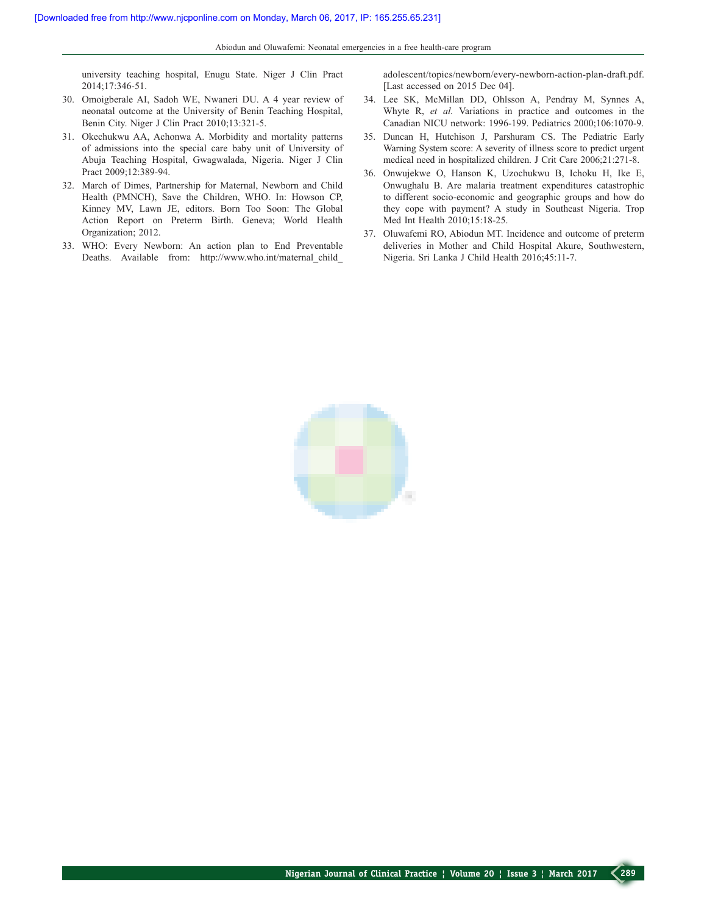university teaching hospital, Enugu State. Niger J Clin Pract 2014;17:346-51.

30. Omoigberale AI, Sadoh WE, Nwaneri DU. A 4 year review of neonatal outcome at the University of Benin Teaching Hospital, Benin City. Niger J Clin Pract 2010;13:321-5.
31. Okechukwu AA, Achonwa A. Morbidity and mortality patterns of admissions into the special care baby unit of University of Abuja Teaching Hospital, Gwagwalada, Nigeria. Niger J Clin Pract 2009;12:389-94.
32. March of Dimes, Partnership for Maternal, Newborn and Child Health (PMNCH), Save the Children, WHO. In: Howson CP, Kinney MV, Lawn JE, editors. Born Too Soon: The Global Action Report on Preterm Birth. Geneva; World Health Organization; 2012.
33. WHO: Every Newborn: An action plan to End Preventable Deaths. Available from: http://www.who.int/maternal_child_adolescent/topics/newborn/every-newborn-action-plan-draft.pdf. [Last accessed on 2015 Dec 04].
34. Lee SK, McMillan DD, Ohlsson A, Pendray M, Synnes A, Whyte R, *et al.* Variations in practice and outcomes in the Canadian NICU network: 1996-199. Pediatrics 2000;106:1070-9.
35. Duncan H, Hutchison J, Parshuram CS. The Pediatric Early Warning System score: A severity of illness score to predict urgent medical need in hospitalized children. J Crit Care 2006;21:271-8.
36. Onwujekwe O, Hanson K, Uzochukwu B, Ichoku H, Ike E, Onwughalu B. Are malaria treatment expenditures catastrophic to different socio-economic and geographic groups and how do they cope with payment? A study in Southeast Nigeria. Trop Med Int Health 2010;15:18-25.
37. Oluwafemi RO, Abiodun MT. Incidence and outcome of preterm deliveries in Mother and Child Hospital Akure, Southwestern, Nigeria. Sri Lanka J Child Health 2016;45:11-7.